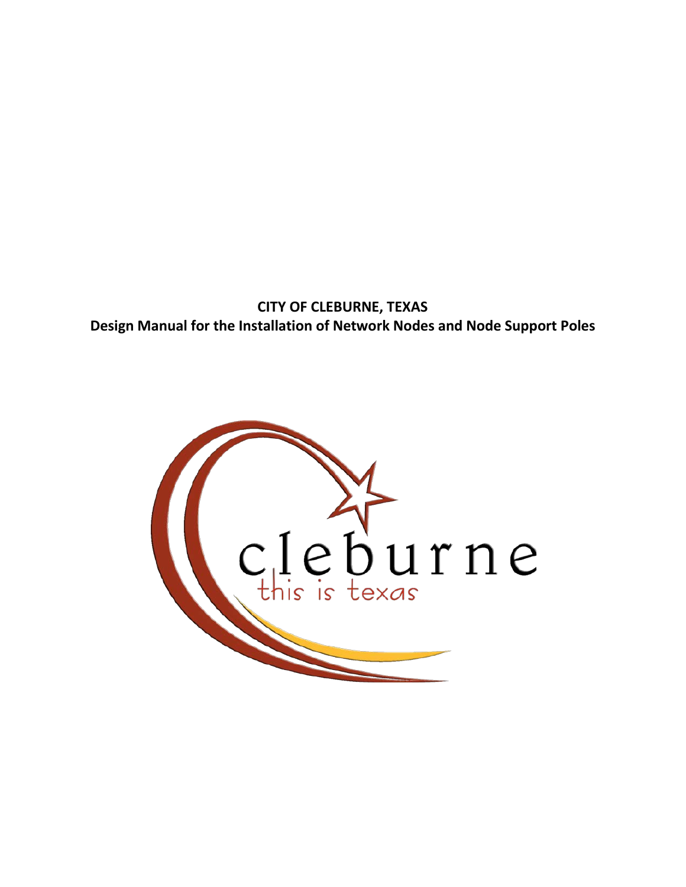**CITY OF CLEBURNE, TEXAS**
**Design Manual for the Installation of Network Nodes and Node Support Poles**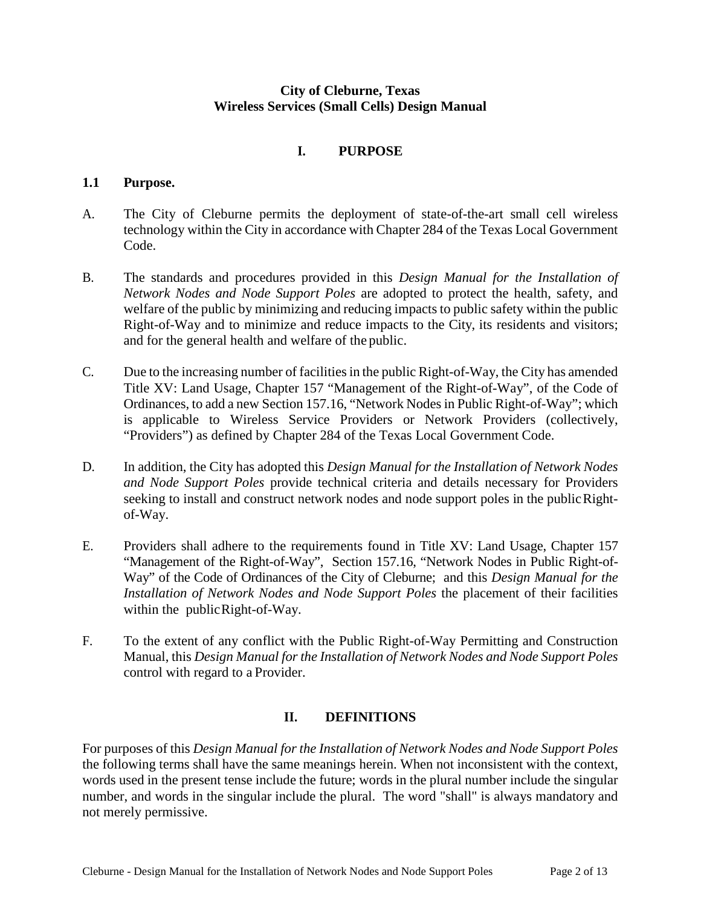**City of Cleburne, Texas**
**Wireless Services (Small Cells) Design Manual**

# I. PURPOSE

## 1.1 Purpose.

A. The City of Cleburne permits the deployment of state-of-the-art small cell wireless technology within the City in accordance with Chapter 284 of the Texas Local Government Code.

B. The standards and procedures provided in this *Design Manual for the Installation of Network Nodes and Node Support Poles* are adopted to protect the health, safety, and welfare of the public by minimizing and reducing impacts to public safety within the public Right-of-Way and to minimize and reduce impacts to the City, its residents and visitors; and for the general health and welfare of the public.

C. Due to the increasing number of facilities in the public Right-of-Way, the City has amended Title XV: Land Usage, Chapter 157 "Management of the Right-of-Way", of the Code of Ordinances, to add a new Section 157.16, "Network Nodes in Public Right-of-Way"; which is applicable to Wireless Service Providers or Network Providers (collectively, "Providers") as defined by Chapter 284 of the Texas Local Government Code.

D. In addition, the City has adopted this *Design Manual for the Installation of Network Nodes and Node Support Poles* provide technical criteria and details necessary for Providers seeking to install and construct network nodes and node support poles in the public Right-of-Way.

E. Providers shall adhere to the requirements found in Title XV: Land Usage, Chapter 157 "Management of the Right-of-Way", Section 157.16, "Network Nodes in Public Right-of-Way" of the Code of Ordinances of the City of Cleburne; and this *Design Manual for the Installation of Network Nodes and Node Support Poles* the placement of their facilities within the public Right-of-Way.

F. To the extent of any conflict with the Public Right-of-Way Permitting and Construction Manual, this *Design Manual for the Installation of Network Nodes and Node Support Poles* control with regard to a Provider.

# II. DEFINITIONS

For purposes of this *Design Manual for the Installation of Network Nodes and Node Support Poles* the following terms shall have the same meanings herein. When not inconsistent with the context, words used in the present tense include the future; words in the plural number include the singular number, and words in the singular include the plural. The word "shall" is always mandatory and not merely permissive.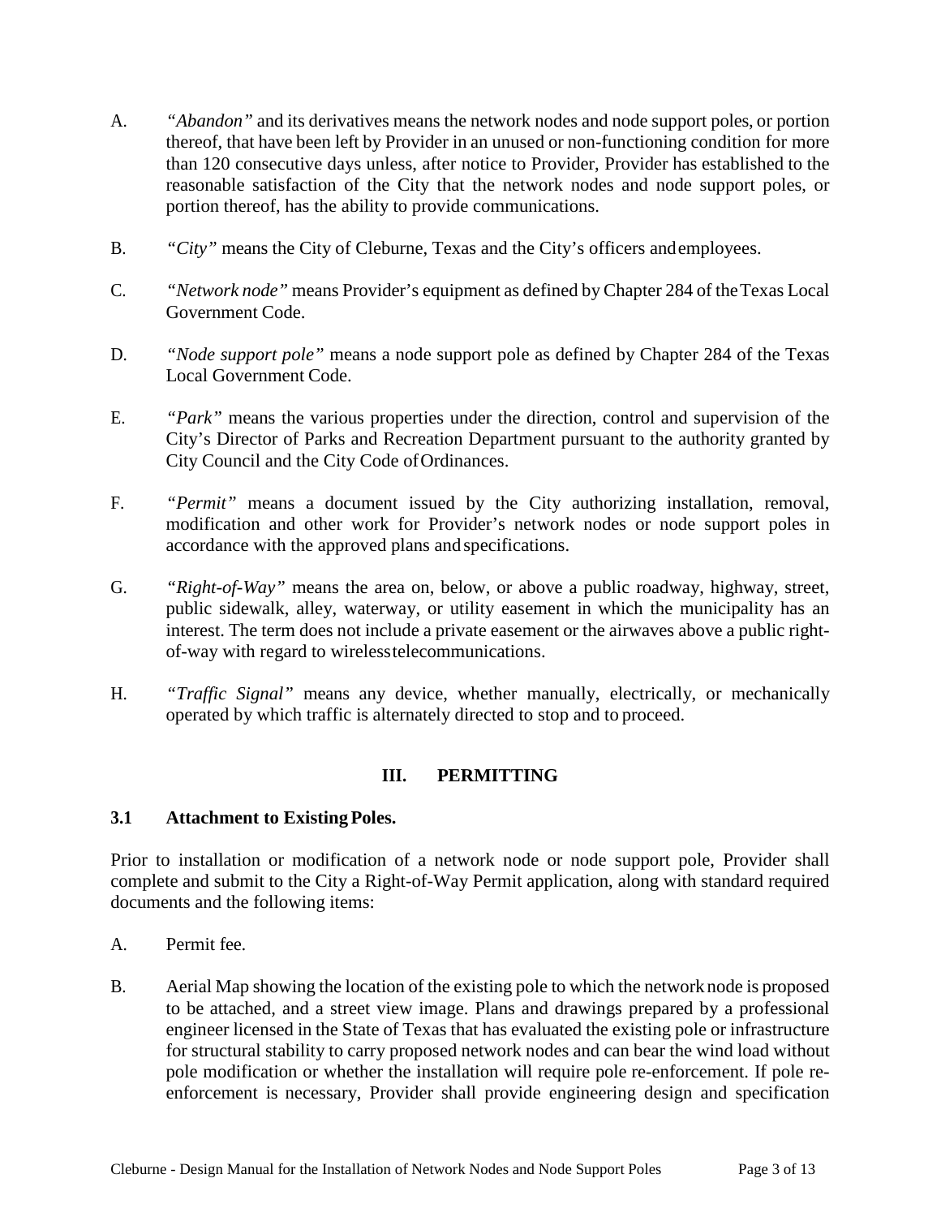A. *"Abandon"* and its derivatives means the network nodes and node support poles, or portion thereof, that have been left by Provider in an unused or non-functioning condition for more than 120 consecutive days unless, after notice to Provider, Provider has established to the reasonable satisfaction of the City that the network nodes and node support poles, or portion thereof, has the ability to provide communications.

B. *"City"* means the City of Cleburne, Texas and the City's officers and employees.

C. *"Network node"* means Provider's equipment as defined by Chapter 284 of the Texas Local Government Code.

D. *"Node support pole"* means a node support pole as defined by Chapter 284 of the Texas Local Government Code.

E. *"Park"* means the various properties under the direction, control and supervision of the City's Director of Parks and Recreation Department pursuant to the authority granted by City Council and the City Code of Ordinances.

F. *"Permit"* means a document issued by the City authorizing installation, removal, modification and other work for Provider's network nodes or node support poles in accordance with the approved plans and specifications.

G. *"Right-of-Way"* means the area on, below, or above a public roadway, highway, street, public sidewalk, alley, waterway, or utility easement in which the municipality has an interest. The term does not include a private easement or the airwaves above a public right-of-way with regard to wireless telecommunications.

H. *"Traffic Signal"* means any device, whether manually, electrically, or mechanically operated by which traffic is alternately directed to stop and to proceed.

## III. PERMITTING

### 3.1 Attachment to Existing Poles.

Prior to installation or modification of a network node or node support pole, Provider shall complete and submit to the City a Right-of-Way Permit application, along with standard required documents and the following items:

A. Permit fee.

B. Aerial Map showing the location of the existing pole to which the network node is proposed to be attached, and a street view image. Plans and drawings prepared by a professional engineer licensed in the State of Texas that has evaluated the existing pole or infrastructure for structural stability to carry proposed network nodes and can bear the wind load without pole modification or whether the installation will require pole re-enforcement. If pole re-enforcement is necessary, Provider shall provide engineering design and specification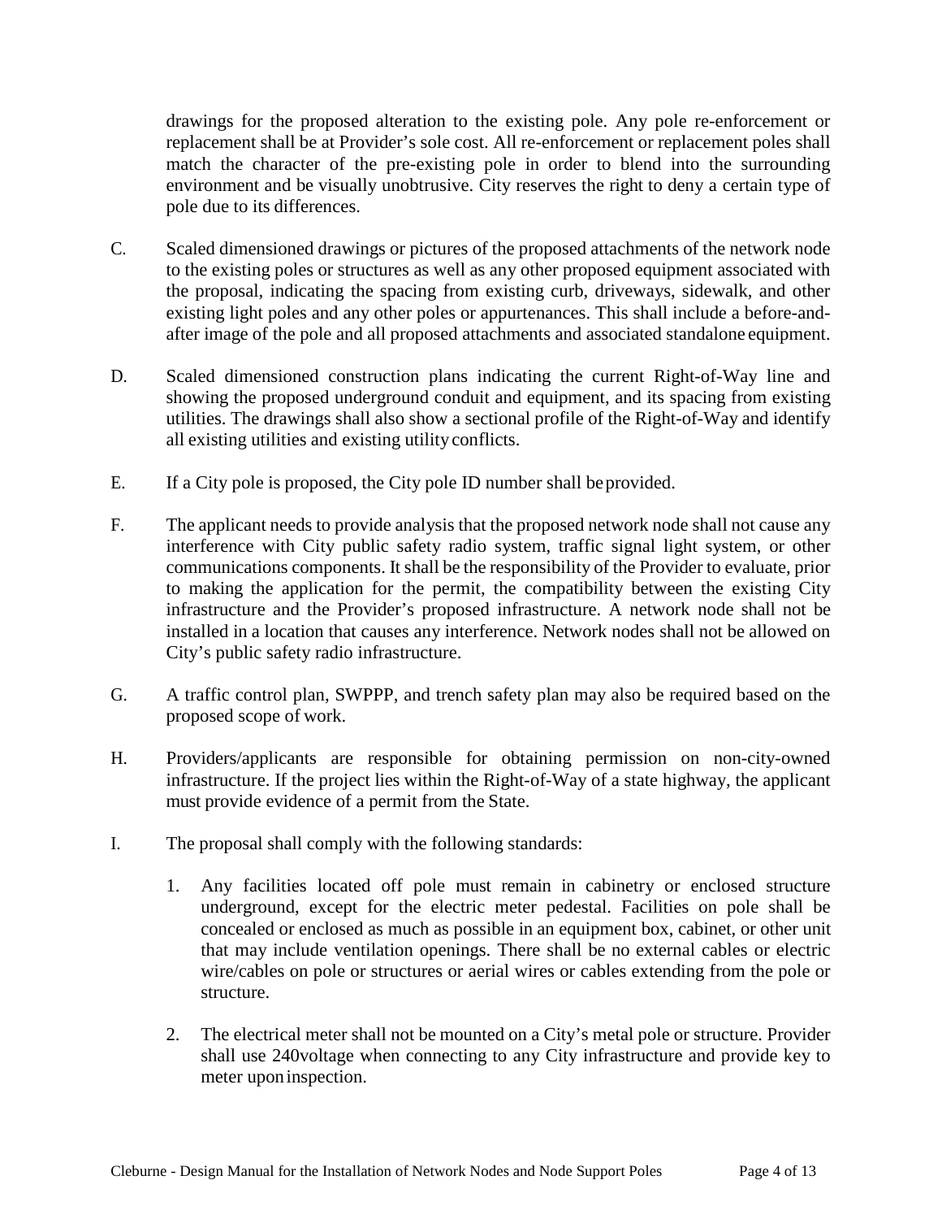drawings for the proposed alteration to the existing pole. Any pole re-enforcement or replacement shall be at Provider's sole cost. All re-enforcement or replacement poles shall match the character of the pre-existing pole in order to blend into the surrounding environment and be visually unobtrusive. City reserves the right to deny a certain type of pole due to its differences.

C. Scaled dimensioned drawings or pictures of the proposed attachments of the network node to the existing poles or structures as well as any other proposed equipment associated with the proposal, indicating the spacing from existing curb, driveways, sidewalk, and other existing light poles and any other poles or appurtenances. This shall include a before-and-after image of the pole and all proposed attachments and associated standalone equipment.

D. Scaled dimensioned construction plans indicating the current Right-of-Way line and showing the proposed underground conduit and equipment, and its spacing from existing utilities. The drawings shall also show a sectional profile of the Right-of-Way and identify all existing utilities and existing utility conflicts.

E. If a City pole is proposed, the City pole ID number shall be provided.

F. The applicant needs to provide analysis that the proposed network node shall not cause any interference with City public safety radio system, traffic signal light system, or other communications components. It shall be the responsibility of the Provider to evaluate, prior to making the application for the permit, the compatibility between the existing City infrastructure and the Provider's proposed infrastructure. A network node shall not be installed in a location that causes any interference. Network nodes shall not be allowed on City's public safety radio infrastructure.

G. A traffic control plan, SWPPP, and trench safety plan may also be required based on the proposed scope of work.

H. Providers/applicants are responsible for obtaining permission on non-city-owned infrastructure. If the project lies within the Right-of-Way of a state highway, the applicant must provide evidence of a permit from the State.

I. The proposal shall comply with the following standards:

1. Any facilities located off pole must remain in cabinetry or enclosed structure underground, except for the electric meter pedestal. Facilities on pole shall be concealed or enclosed as much as possible in an equipment box, cabinet, or other unit that may include ventilation openings. There shall be no external cables or electric wire/cables on pole or structures or aerial wires or cables extending from the pole or structure.

2. The electrical meter shall not be mounted on a City's metal pole or structure. Provider shall use 240voltage when connecting to any City infrastructure and provide key to meter upon inspection.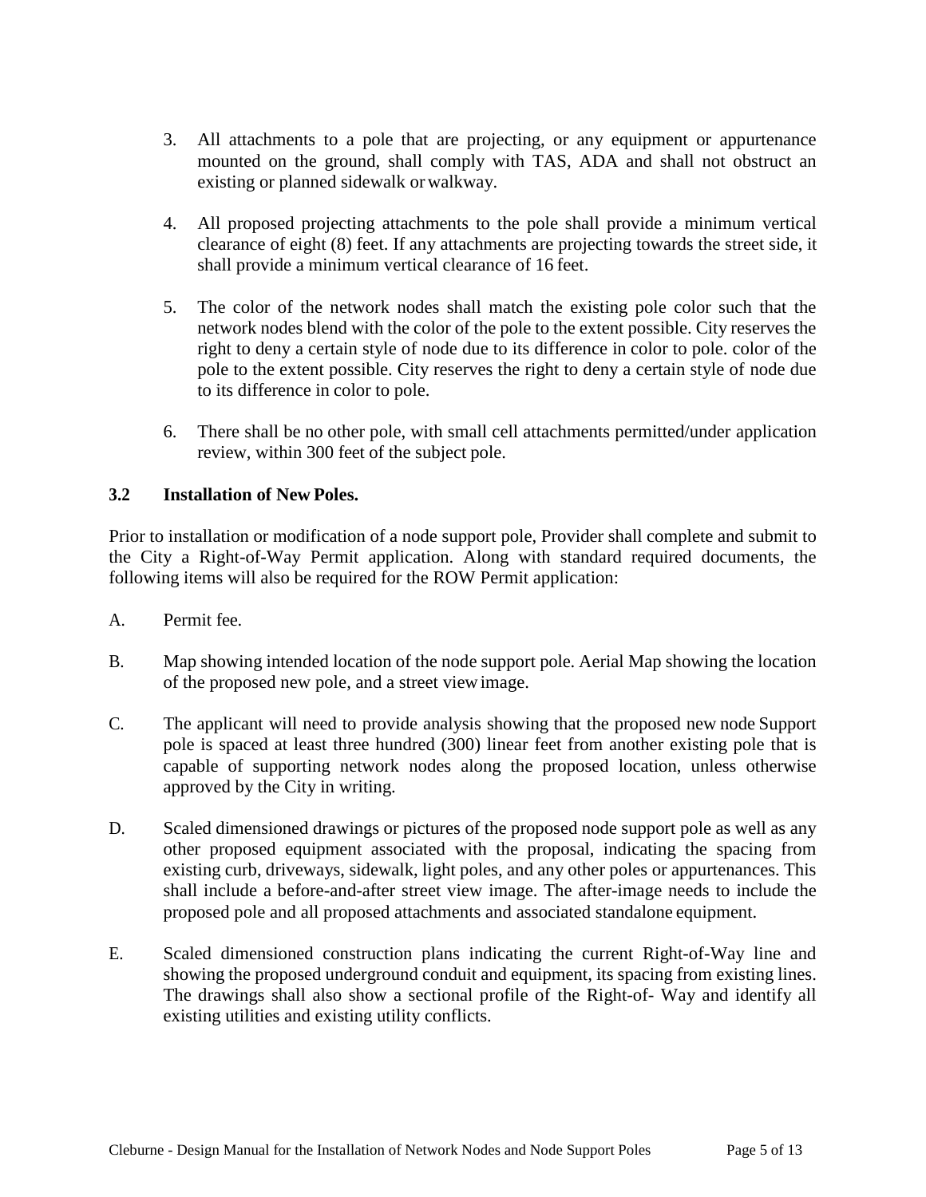3. All attachments to a pole that are projecting, or any equipment or appurtenance mounted on the ground, shall comply with TAS, ADA and shall not obstruct an existing or planned sidewalk or walkway.

4. All proposed projecting attachments to the pole shall provide a minimum vertical clearance of eight (8) feet. If any attachments are projecting towards the street side, it shall provide a minimum vertical clearance of 16 feet.

5. The color of the network nodes shall match the existing pole color such that the network nodes blend with the color of the pole to the extent possible. City reserves the right to deny a certain style of node due to its difference in color to pole. color of the pole to the extent possible. City reserves the right to deny a certain style of node due to its difference in color to pole.

6. There shall be no other pole, with small cell attachments permitted/under application review, within 300 feet of the subject pole.

### 3.2 Installation of New Poles.

Prior to installation or modification of a node support pole, Provider shall complete and submit to the City a Right-of-Way Permit application. Along with standard required documents, the following items will also be required for the ROW Permit application:

A. Permit fee.

B. Map showing intended location of the node support pole. Aerial Map showing the location of the proposed new pole, and a street view image.

C. The applicant will need to provide analysis showing that the proposed new node Support pole is spaced at least three hundred (300) linear feet from another existing pole that is capable of supporting network nodes along the proposed location, unless otherwise approved by the City in writing.

D. Scaled dimensioned drawings or pictures of the proposed node support pole as well as any other proposed equipment associated with the proposal, indicating the spacing from existing curb, driveways, sidewalk, light poles, and any other poles or appurtenances. This shall include a before-and-after street view image. The after-image needs to include the proposed pole and all proposed attachments and associated standalone equipment.

E. Scaled dimensioned construction plans indicating the current Right-of-Way line and showing the proposed underground conduit and equipment, its spacing from existing lines. The drawings shall also show a sectional profile of the Right-of- Way and identify all existing utilities and existing utility conflicts.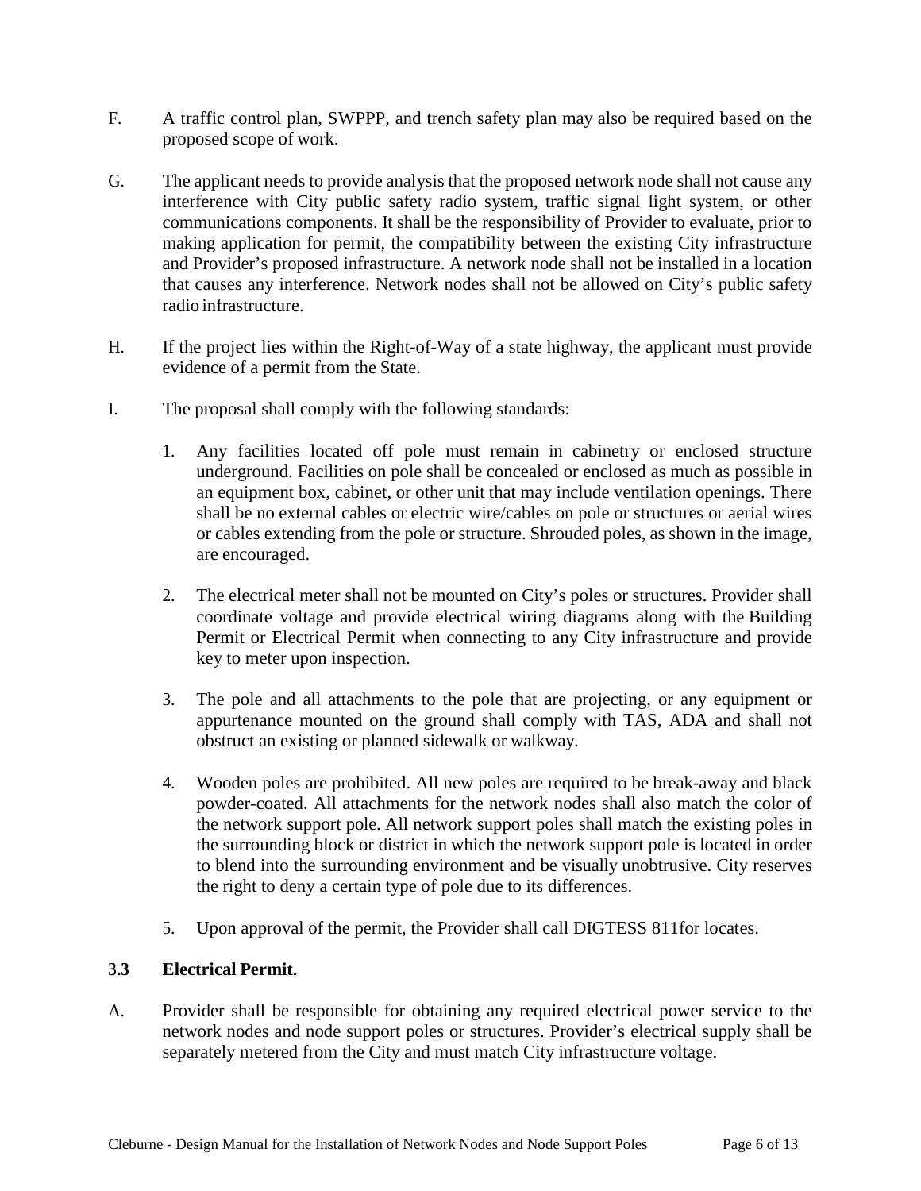F. A traffic control plan, SWPPP, and trench safety plan may also be required based on the proposed scope of work.

G. The applicant needs to provide analysis that the proposed network node shall not cause any interference with City public safety radio system, traffic signal light system, or other communications components. It shall be the responsibility of Provider to evaluate, prior to making application for permit, the compatibility between the existing City infrastructure and Provider's proposed infrastructure. A network node shall not be installed in a location that causes any interference. Network nodes shall not be allowed on City's public safety radio infrastructure.

H. If the project lies within the Right-of-Way of a state highway, the applicant must provide evidence of a permit from the State.

I. The proposal shall comply with the following standards:

1. Any facilities located off pole must remain in cabinetry or enclosed structure underground. Facilities on pole shall be concealed or enclosed as much as possible in an equipment box, cabinet, or other unit that may include ventilation openings. There shall be no external cables or electric wire/cables on pole or structures or aerial wires or cables extending from the pole or structure. Shrouded poles, as shown in the image, are encouraged.

2. The electrical meter shall not be mounted on City's poles or structures. Provider shall coordinate voltage and provide electrical wiring diagrams along with the Building Permit or Electrical Permit when connecting to any City infrastructure and provide key to meter upon inspection.

3. The pole and all attachments to the pole that are projecting, or any equipment or appurtenance mounted on the ground shall comply with TAS, ADA and shall not obstruct an existing or planned sidewalk or walkway.

4. Wooden poles are prohibited. All new poles are required to be break-away and black powder-coated. All attachments for the network nodes shall also match the color of the network support pole. All network support poles shall match the existing poles in the surrounding block or district in which the network support pole is located in order to blend into the surrounding environment and be visually unobtrusive. City reserves the right to deny a certain type of pole due to its differences.

5. Upon approval of the permit, the Provider shall call DIGTESS 811for locates.

### 3.3 Electrical Permit.

A. Provider shall be responsible for obtaining any required electrical power service to the network nodes and node support poles or structures. Provider's electrical supply shall be separately metered from the City and must match City infrastructure voltage.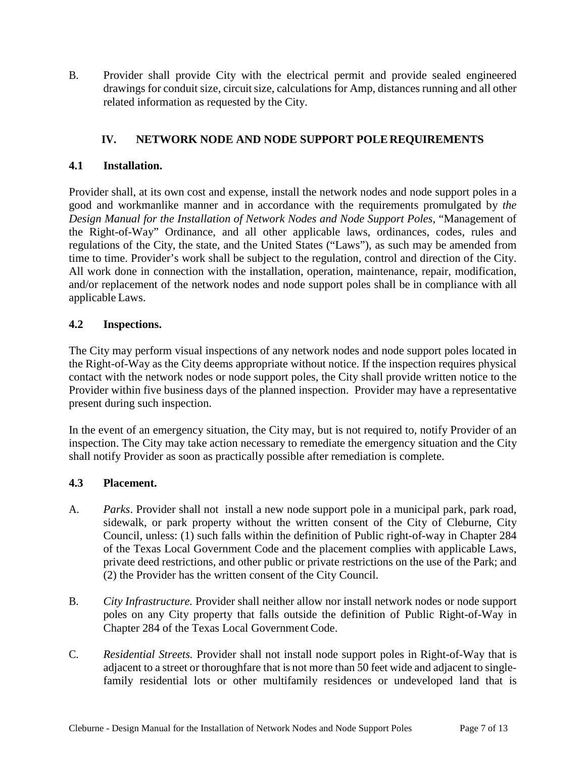B. Provider shall provide City with the electrical permit and provide sealed engineered drawings for conduit size, circuit size, calculations for Amp, distances running and all other related information as requested by the City.

## IV. NETWORK NODE AND NODE SUPPORT POLE REQUIREMENTS

### 4.1 Installation.

Provider shall, at its own cost and expense, install the network nodes and node support poles in a good and workmanlike manner and in accordance with the requirements promulgated by *the Design Manual for the Installation of Network Nodes and Node Support Poles*, "Management of the Right-of-Way" Ordinance, and all other applicable laws, ordinances, codes, rules and regulations of the City, the state, and the United States ("Laws"), as such may be amended from time to time. Provider's work shall be subject to the regulation, control and direction of the City. All work done in connection with the installation, operation, maintenance, repair, modification, and/or replacement of the network nodes and node support poles shall be in compliance with all applicable Laws.

### 4.2 Inspections.

The City may perform visual inspections of any network nodes and node support poles located in the Right-of-Way as the City deems appropriate without notice. If the inspection requires physical contact with the network nodes or node support poles, the City shall provide written notice to the Provider within five business days of the planned inspection. Provider may have a representative present during such inspection.

In the event of an emergency situation, the City may, but is not required to, notify Provider of an inspection. The City may take action necessary to remediate the emergency situation and the City shall notify Provider as soon as practically possible after remediation is complete.

### 4.3 Placement.

A. *Parks*. Provider shall not install a new node support pole in a municipal park, park road, sidewalk, or park property without the written consent of the City of Cleburne, City Council, unless: (1) such falls within the definition of Public right-of-way in Chapter 284 of the Texas Local Government Code and the placement complies with applicable Laws, private deed restrictions, and other public or private restrictions on the use of the Park; and (2) the Provider has the written consent of the City Council.

B. *City Infrastructure.* Provider shall neither allow nor install network nodes or node support poles on any City property that falls outside the definition of Public Right-of-Way in Chapter 284 of the Texas Local Government Code.

C. *Residential Streets.* Provider shall not install node support poles in Right-of-Way that is adjacent to a street or thoroughfare that is not more than 50 feet wide and adjacent to single-family residential lots or other multifamily residences or undeveloped land that is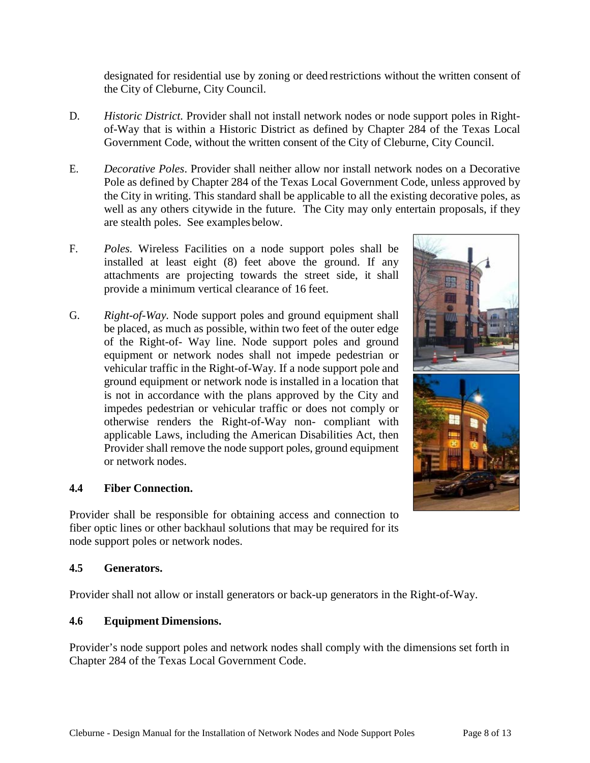designated for residential use by zoning or deed restrictions without the written consent of the City of Cleburne, City Council.

D. *Historic District.* Provider shall not install network nodes or node support poles in Right-of-Way that is within a Historic District as defined by Chapter 284 of the Texas Local Government Code, without the written consent of the City of Cleburne, City Council.

E. *Decorative Poles*. Provider shall neither allow nor install network nodes on a Decorative Pole as defined by Chapter 284 of the Texas Local Government Code, unless approved by the City in writing. This standard shall be applicable to all the existing decorative poles, as well as any others citywide in the future. The City may only entertain proposals, if they are stealth poles. See examples below.

F. *Poles.* Wireless Facilities on a node support poles shall be installed at least eight (8) feet above the ground. If any attachments are projecting towards the street side, it shall provide a minimum vertical clearance of 16 feet.

G. *Right-of-Way.* Node support poles and ground equipment shall be placed, as much as possible, within two feet of the outer edge of the Right-of- Way line. Node support poles and ground equipment or network nodes shall not impede pedestrian or vehicular traffic in the Right-of-Way. If a node support pole and ground equipment or network node is installed in a location that is not in accordance with the plans approved by the City and impedes pedestrian or vehicular traffic or does not comply or otherwise renders the Right-of-Way non- compliant with applicable Laws, including the American Disabilities Act, then Provider shall remove the node support poles, ground equipment or network nodes.

### 4.4 Fiber Connection.

Provider shall be responsible for obtaining access and connection to fiber optic lines or other backhaul solutions that may be required for its node support poles or network nodes.

### 4.5 Generators.

Provider shall not allow or install generators or back-up generators in the Right-of-Way.

### 4.6 Equipment Dimensions.

Provider's node support poles and network nodes shall comply with the dimensions set forth in Chapter 284 of the Texas Local Government Code.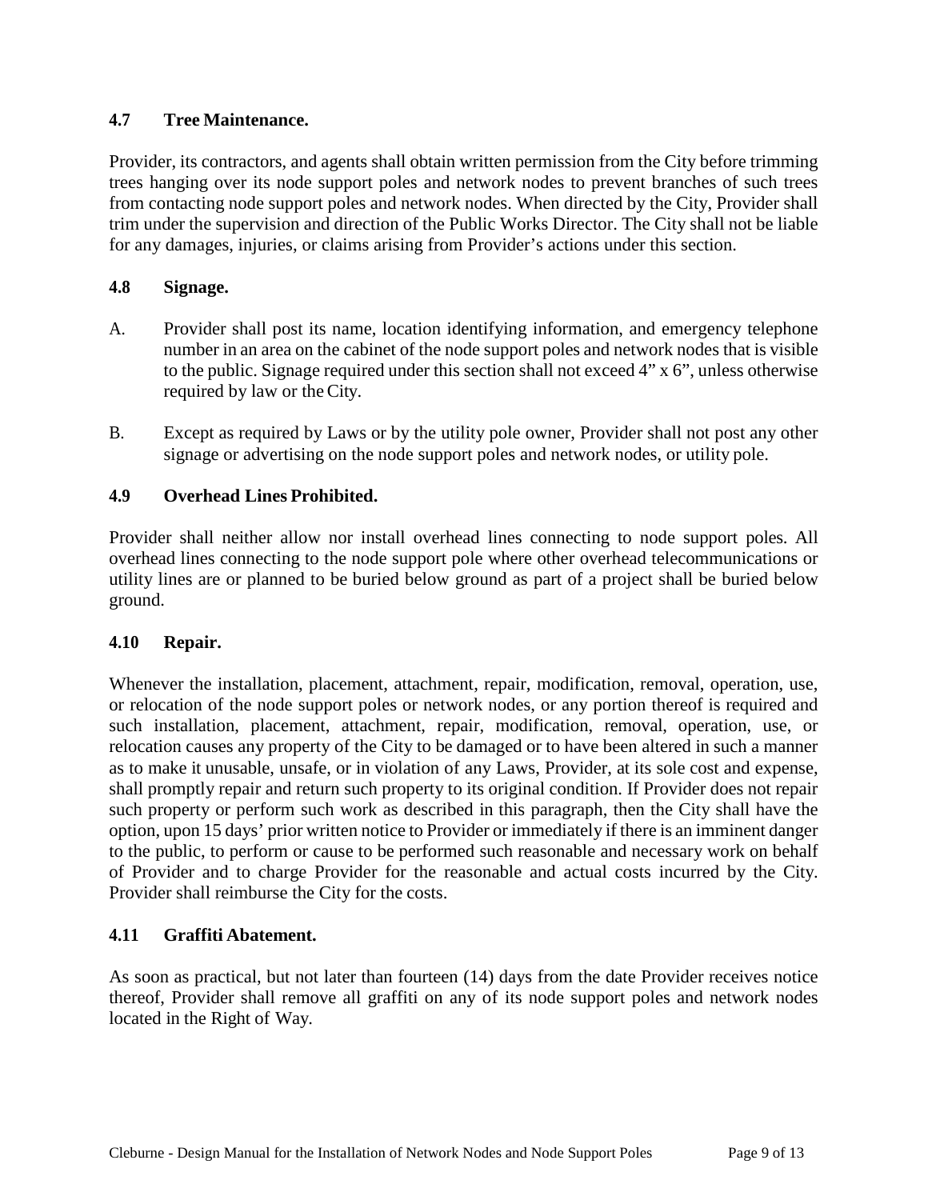### 4.7 Tree Maintenance.

Provider, its contractors, and agents shall obtain written permission from the City before trimming trees hanging over its node support poles and network nodes to prevent branches of such trees from contacting node support poles and network nodes. When directed by the City, Provider shall trim under the supervision and direction of the Public Works Director. The City shall not be liable for any damages, injuries, or claims arising from Provider's actions under this section.

### 4.8 Signage.

A. Provider shall post its name, location identifying information, and emergency telephone number in an area on the cabinet of the node support poles and network nodes that is visible to the public. Signage required under this section shall not exceed 4" x 6", unless otherwise required by law or the City.

B. Except as required by Laws or by the utility pole owner, Provider shall not post any other signage or advertising on the node support poles and network nodes, or utility pole.

### 4.9 Overhead Lines Prohibited.

Provider shall neither allow nor install overhead lines connecting to node support poles. All overhead lines connecting to the node support pole where other overhead telecommunications or utility lines are or planned to be buried below ground as part of a project shall be buried below ground.

### 4.10 Repair.

Whenever the installation, placement, attachment, repair, modification, removal, operation, use, or relocation of the node support poles or network nodes, or any portion thereof is required and such installation, placement, attachment, repair, modification, removal, operation, use, or relocation causes any property of the City to be damaged or to have been altered in such a manner as to make it unusable, unsafe, or in violation of any Laws, Provider, at its sole cost and expense, shall promptly repair and return such property to its original condition. If Provider does not repair such property or perform such work as described in this paragraph, then the City shall have the option, upon 15 days' prior written notice to Provider or immediately if there is an imminent danger to the public, to perform or cause to be performed such reasonable and necessary work on behalf of Provider and to charge Provider for the reasonable and actual costs incurred by the City. Provider shall reimburse the City for the costs.

### 4.11 Graffiti Abatement.

As soon as practical, but not later than fourteen (14) days from the date Provider receives notice thereof, Provider shall remove all graffiti on any of its node support poles and network nodes located in the Right of Way.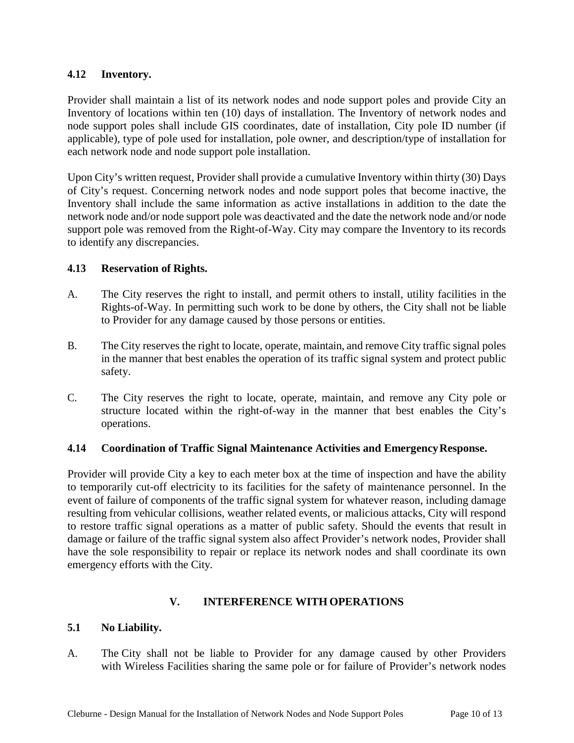### 4.12 Inventory.

Provider shall maintain a list of its network nodes and node support poles and provide City an Inventory of locations within ten (10) days of installation. The Inventory of network nodes and node support poles shall include GIS coordinates, date of installation, City pole ID number (if applicable), type of pole used for installation, pole owner, and description/type of installation for each network node and node support pole installation.

Upon City's written request, Provider shall provide a cumulative Inventory within thirty (30) Days of City's request. Concerning network nodes and node support poles that become inactive, the Inventory shall include the same information as active installations in addition to the date the network node and/or node support pole was deactivated and the date the network node and/or node support pole was removed from the Right-of-Way. City may compare the Inventory to its records to identify any discrepancies.

### 4.13 Reservation of Rights.

A. The City reserves the right to install, and permit others to install, utility facilities in the Rights-of-Way. In permitting such work to be done by others, the City shall not be liable to Provider for any damage caused by those persons or entities.

B. The City reserves the right to locate, operate, maintain, and remove City traffic signal poles in the manner that best enables the operation of its traffic signal system and protect public safety.

C. The City reserves the right to locate, operate, maintain, and remove any City pole or structure located within the right-of-way in the manner that best enables the City's operations.

### 4.14 Coordination of Traffic Signal Maintenance Activities and Emergency Response.

Provider will provide City a key to each meter box at the time of inspection and have the ability to temporarily cut-off electricity to its facilities for the safety of maintenance personnel. In the event of failure of components of the traffic signal system for whatever reason, including damage resulting from vehicular collisions, weather related events, or malicious attacks, City will respond to restore traffic signal operations as a matter of public safety. Should the events that result in damage or failure of the traffic signal system also affect Provider's network nodes, Provider shall have the sole responsibility to repair or replace its network nodes and shall coordinate its own emergency efforts with the City.

## V. INTERFERENCE WITH OPERATIONS

### 5.1 No Liability.

A. The City shall not be liable to Provider for any damage caused by other Providers with Wireless Facilities sharing the same pole or for failure of Provider's network nodes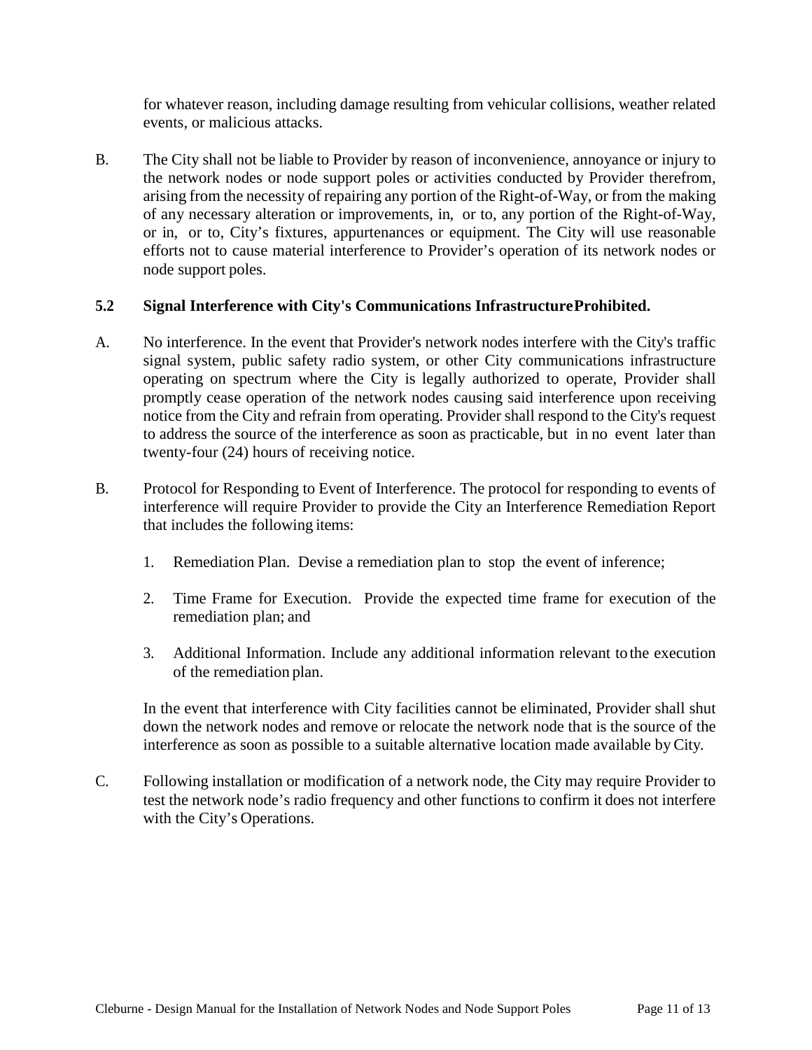for whatever reason, including damage resulting from vehicular collisions, weather related events, or malicious attacks.

B. The City shall not be liable to Provider by reason of inconvenience, annoyance or injury to the network nodes or node support poles or activities conducted by Provider therefrom, arising from the necessity of repairing any portion of the Right-of-Way, or from the making of any necessary alteration or improvements, in, or to, any portion of the Right-of-Way, or in, or to, City's fixtures, appurtenances or equipment. The City will use reasonable efforts not to cause material interference to Provider's operation of its network nodes or node support poles.

### 5.2 Signal Interference with City's Communications InfrastructureProhibited.

A. No interference. In the event that Provider's network nodes interfere with the City's traffic signal system, public safety radio system, or other City communications infrastructure operating on spectrum where the City is legally authorized to operate, Provider shall promptly cease operation of the network nodes causing said interference upon receiving notice from the City and refrain from operating. Provider shall respond to the City's request to address the source of the interference as soon as practicable, but in no event later than twenty-four (24) hours of receiving notice.

B. Protocol for Responding to Event of Interference. The protocol for responding to events of interference will require Provider to provide the City an Interference Remediation Report that includes the following items:

1. Remediation Plan. Devise a remediation plan to stop the event of inference;

2. Time Frame for Execution. Provide the expected time frame for execution of the remediation plan; and

3. Additional Information. Include any additional information relevant to the execution of the remediation plan.

In the event that interference with City facilities cannot be eliminated, Provider shall shut down the network nodes and remove or relocate the network node that is the source of the interference as soon as possible to a suitable alternative location made available by City.

C. Following installation or modification of a network node, the City may require Provider to test the network node's radio frequency and other functions to confirm it does not interfere with the City's Operations.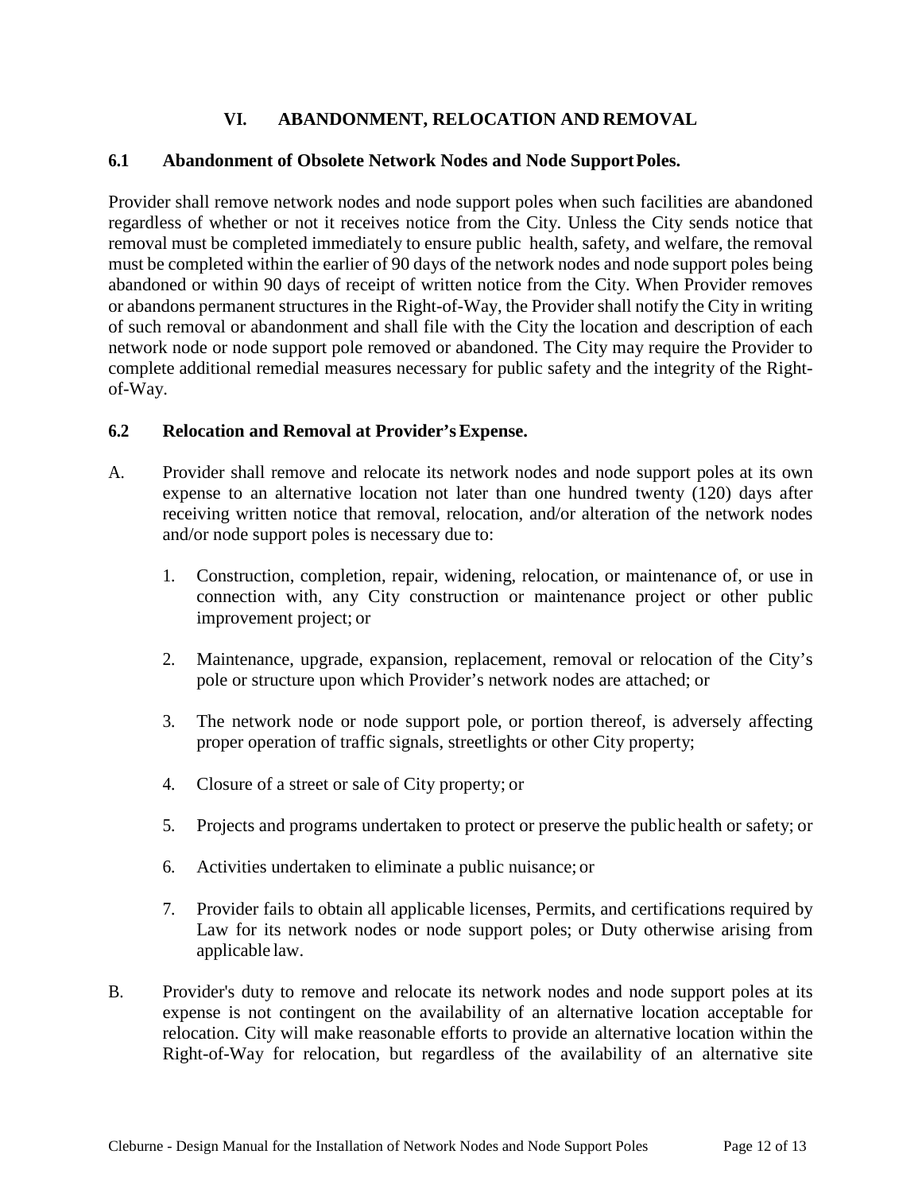## VI. ABANDONMENT, RELOCATION AND REMOVAL

### 6.1 Abandonment of Obsolete Network Nodes and Node Support Poles.

Provider shall remove network nodes and node support poles when such facilities are abandoned regardless of whether or not it receives notice from the City. Unless the City sends notice that removal must be completed immediately to ensure public health, safety, and welfare, the removal must be completed within the earlier of 90 days of the network nodes and node support poles being abandoned or within 90 days of receipt of written notice from the City. When Provider removes or abandons permanent structures in the Right-of-Way, the Provider shall notify the City in writing of such removal or abandonment and shall file with the City the location and description of each network node or node support pole removed or abandoned. The City may require the Provider to complete additional remedial measures necessary for public safety and the integrity of the Right-of-Way.

### 6.2 Relocation and Removal at Provider's Expense.

A. Provider shall remove and relocate its network nodes and node support poles at its own expense to an alternative location not later than one hundred twenty (120) days after receiving written notice that removal, relocation, and/or alteration of the network nodes and/or node support poles is necessary due to:

1. Construction, completion, repair, widening, relocation, or maintenance of, or use in connection with, any City construction or maintenance project or other public improvement project; or

2. Maintenance, upgrade, expansion, replacement, removal or relocation of the City's pole or structure upon which Provider's network nodes are attached; or

3. The network node or node support pole, or portion thereof, is adversely affecting proper operation of traffic signals, streetlights or other City property;

4. Closure of a street or sale of City property; or

5. Projects and programs undertaken to protect or preserve the public health or safety; or

6. Activities undertaken to eliminate a public nuisance; or

7. Provider fails to obtain all applicable licenses, Permits, and certifications required by Law for its network nodes or node support poles; or Duty otherwise arising from applicable law.

B. Provider's duty to remove and relocate its network nodes and node support poles at its expense is not contingent on the availability of an alternative location acceptable for relocation. City will make reasonable efforts to provide an alternative location within the Right-of-Way for relocation, but regardless of the availability of an alternative site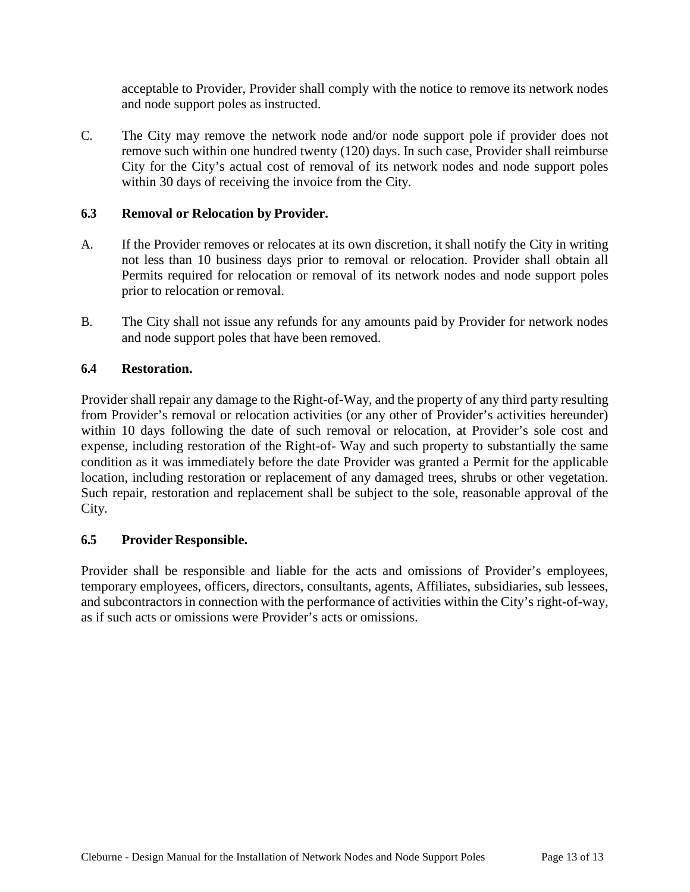acceptable to Provider, Provider shall comply with the notice to remove its network nodes and node support poles as instructed.

C. The City may remove the network node and/or node support pole if provider does not remove such within one hundred twenty (120) days. In such case, Provider shall reimburse City for the City's actual cost of removal of its network nodes and node support poles within 30 days of receiving the invoice from the City.

### 6.3 Removal or Relocation by Provider.

A. If the Provider removes or relocates at its own discretion, it shall notify the City in writing not less than 10 business days prior to removal or relocation. Provider shall obtain all Permits required for relocation or removal of its network nodes and node support poles prior to relocation or removal.

B. The City shall not issue any refunds for any amounts paid by Provider for network nodes and node support poles that have been removed.

### 6.4 Restoration.

Provider shall repair any damage to the Right-of-Way, and the property of any third party resulting from Provider's removal or relocation activities (or any other of Provider's activities hereunder) within 10 days following the date of such removal or relocation, at Provider's sole cost and expense, including restoration of the Right-of- Way and such property to substantially the same condition as it was immediately before the date Provider was granted a Permit for the applicable location, including restoration or replacement of any damaged trees, shrubs or other vegetation. Such repair, restoration and replacement shall be subject to the sole, reasonable approval of the City.

### 6.5 Provider Responsible.

Provider shall be responsible and liable for the acts and omissions of Provider's employees, temporary employees, officers, directors, consultants, agents, Affiliates, subsidiaries, sub lessees, and subcontractors in connection with the performance of activities within the City's right-of-way, as if such acts or omissions were Provider's acts or omissions.